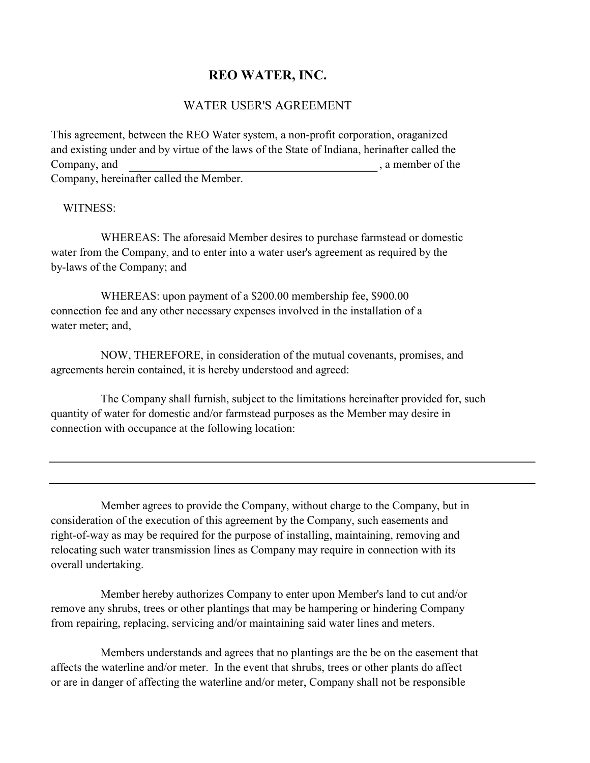# REO WATER, INC.

## WATER USER'S AGREEMENT

This agreement, between the REO Water system, a non-profit corporation, oraganized and existing under and by virtue of the laws of the State of Indiana, herinafter called the Company, and _____________________________________________ , a member of the Company, hereinafter called the Member.

WITNESS:

WHEREAS: The aforesaid Member desires to purchase farmstead or domestic water from the Company, and to enter into a water user's agreement as required by the by-laws of the Company; and

WHEREAS: upon payment of a $200.00 membership fee, $900.00 connection fee and any other necessary expenses involved in the installation of a water meter; and,

NOW, THEREFORE, in consideration of the mutual covenants, promises, and agreements herein contained, it is hereby understood and agreed:

The Company shall furnish, subject to the limitations hereinafter provided for, such quantity of water for domestic and/or farmstead purposes as the Member may desire in connection with occupance at the following location:

_______________________________________________________________________________

_______________________________________________________________________________

Member agrees to provide the Company, without charge to the Company, but in consideration of the execution of this agreement by the Company, such easements and right-of-way as may be required for the purpose of installing, maintaining, removing and relocating such water transmission lines as Company may require in connection with its overall undertaking.

Member hereby authorizes Company to enter upon Member's land to cut and/or remove any shrubs, trees or other plantings that may be hampering or hindering Company from repairing, replacing, servicing and/or maintaining said water lines and meters.

Members understands and agrees that no plantings are the be on the easement that affects the waterline and/or meter. In the event that shrubs, trees or other plants do affect or are in danger of affecting the waterline and/or meter, Company shall not be responsible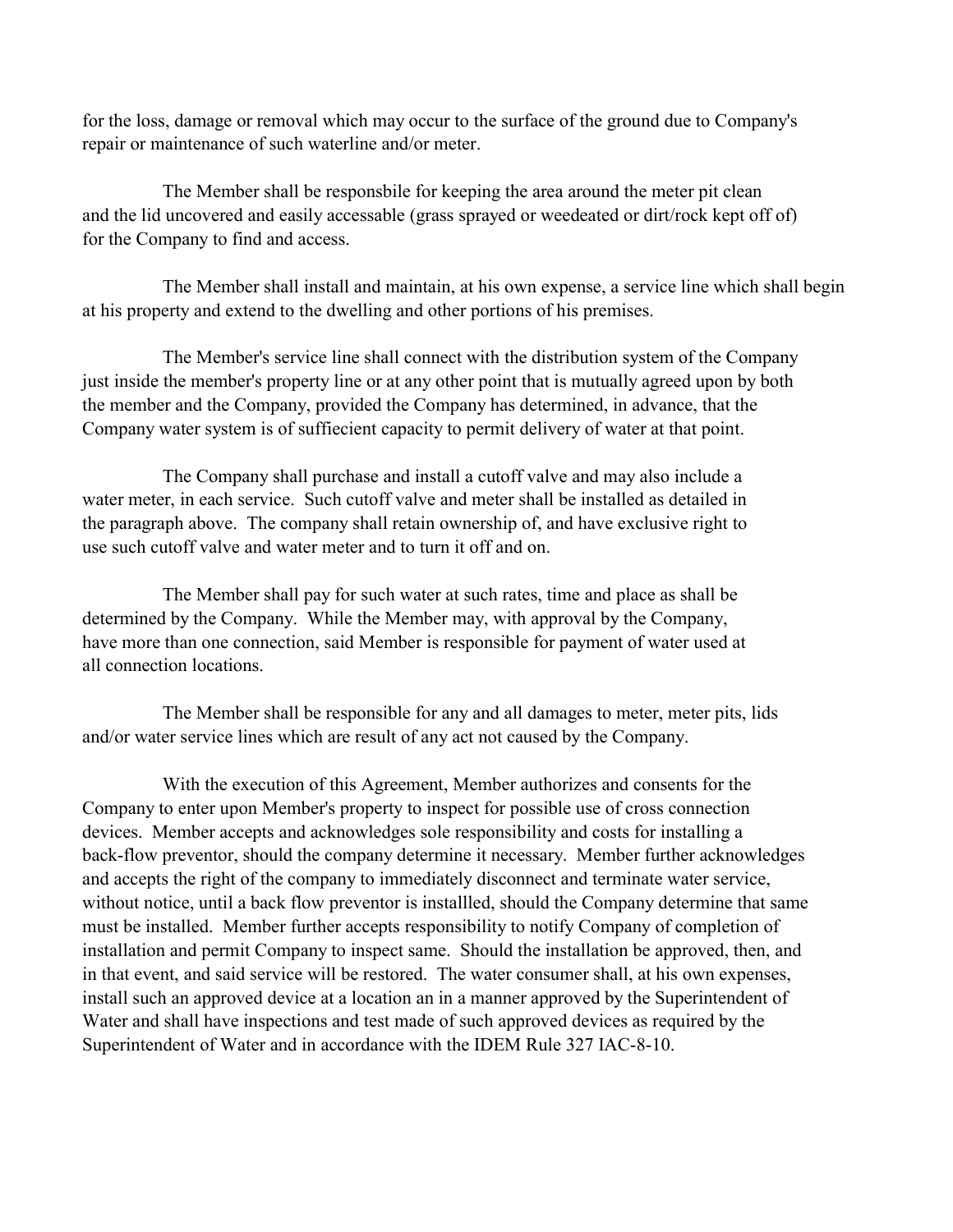for the loss, damage or removal which may occur to the surface of the ground due to Company's repair or maintenance of such waterline and/or meter.

The Member shall be responsbile for keeping the area around the meter pit clean and the lid uncovered and easily accessable (grass sprayed or weedeated or dirt/rock kept off of) for the Company to find and access.

The Member shall install and maintain, at his own expense, a service line which shall begin at his property and extend to the dwelling and other portions of his premises.

The Member's service line shall connect with the distribution system of the Company just inside the member's property line or at any other point that is mutually agreed upon by both the member and the Company, provided the Company has determined, in advance, that the Company water system is of suffiecient capacity to permit delivery of water at that point.

The Company shall purchase and install a cutoff valve and may also include a water meter, in each service. Such cutoff valve and meter shall be installed as detailed in the paragraph above. The company shall retain ownership of, and have exclusive right to use such cutoff valve and water meter and to turn it off and on.

The Member shall pay for such water at such rates, time and place as shall be determined by the Company. While the Member may, with approval by the Company, have more than one connection, said Member is responsible for payment of water used at all connection locations.

The Member shall be responsible for any and all damages to meter, meter pits, lids and/or water service lines which are result of any act not caused by the Company.

With the execution of this Agreement, Member authorizes and consents for the Company to enter upon Member's property to inspect for possible use of cross connection devices. Member accepts and acknowledges sole responsibility and costs for installing a back-flow preventor, should the company determine it necessary. Member further acknowledges and accepts the right of the company to immediately disconnect and terminate water service, without notice, until a back flow preventor is installled, should the Company determine that same must be installed. Member further accepts responsibility to notify Company of completion of installation and permit Company to inspect same. Should the installation be approved, then, and in that event, and said service will be restored. The water consumer shall, at his own expenses, install such an approved device at a location an in a manner approved by the Superintendent of Water and shall have inspections and test made of such approved devices as required by the Superintendent of Water and in accordance with the IDEM Rule 327 IAC-8-10.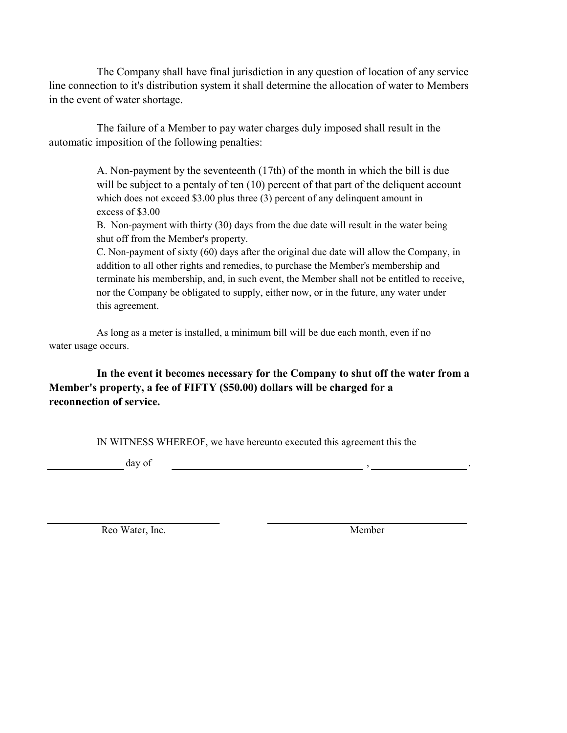The Company shall have final jurisdiction in any question of location of any service line connection to it's distribution system it shall determine the allocation of water to Members in the event of water shortage.

The failure of a Member to pay water charges duly imposed shall result in the automatic imposition of the following penalties:

A. Non-payment by the seventeenth (17th) of the month in which the bill is due will be subject to a pentaly of ten (10) percent of that part of the deliquent account which does not exceed $3.00 plus three (3) percent of any delinquent amount in excess of $3.00

B. Non-payment with thirty (30) days from the due date will result in the water being shut off from the Member's property.

C. Non-payment of sixty (60) days after the original due date will allow the Company, in addition to all other rights and remedies, to purchase the Member's membership and terminate his membership, and, in such event, the Member shall not be entitled to receive, nor the Company be obligated to supply, either now, or in the future, any water under this agreement.

As long as a meter is installed, a minimum bill will be due each month, even if no water usage occurs.

**In the event it becomes necessary for the Company to shut off the water from a Member's property, a fee of FIFTY ($50.00) dollars will be charged for a reconnection of service.**

IN WITNESS WHEREOF, we have hereunto executed this agreement this the

\_\_\_\_\_\_\_\_\_\_\_\_ day of \_\_\_\_\_\_\_\_\_\_\_\_\_\_\_\_\_\_\_\_\_\_\_\_\_\_\_\_ , \_\_\_\_\_\_\_\_\_\_\_\_\_\_ .

\_\_\_\_\_\_\_\_\_\_\_\_\_\_\_\_\_\_\_\_\_\_\_\_\_\_
Reo Water, Inc.

\_\_\_\_\_\_\_\_\_\_\_\_\_\_\_\_\_\_\_\_\_\_\_\_\_\_
Member